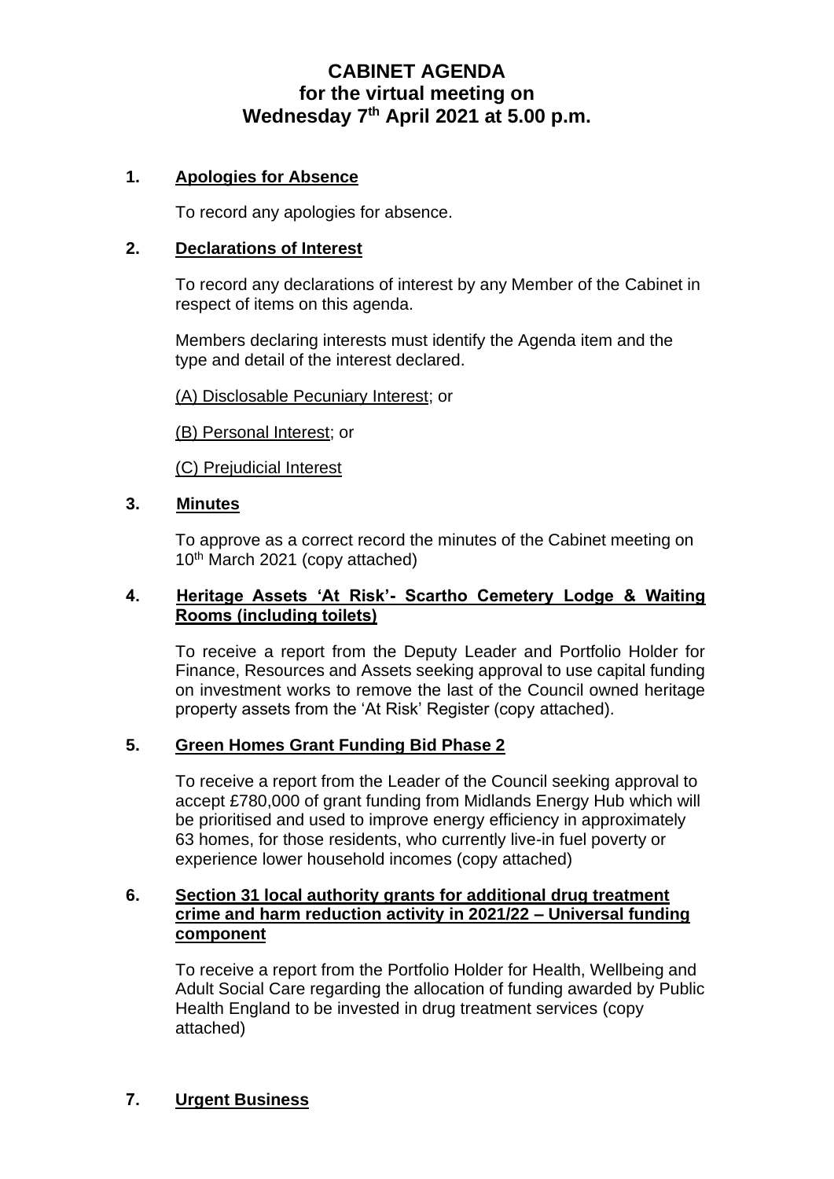# CABINET AGENDA
# for the virtual meeting on
# Wednesday 7th April 2021 at 5.00 p.m.

## 1. Apologies for Absence

To record any apologies for absence.

## 2. Declarations of Interest

To record any declarations of interest by any Member of the Cabinet in respect of items on this agenda.

Members declaring interests must identify the Agenda item and the type and detail of the interest declared.

(A) Disclosable Pecuniary Interest; or

(B) Personal Interest; or

(C) Prejudicial Interest

## 3. Minutes

To approve as a correct record the minutes of the Cabinet meeting on 10th March 2021 (copy attached)

## 4. Heritage Assets 'At Risk'- Scartho Cemetery Lodge & Waiting Rooms (including toilets)

To receive a report from the Deputy Leader and Portfolio Holder for Finance, Resources and Assets seeking approval to use capital funding on investment works to remove the last of the Council owned heritage property assets from the 'At Risk' Register (copy attached).

## 5. Green Homes Grant Funding Bid Phase 2

To receive a report from the Leader of the Council seeking approval to accept £780,000 of grant funding from Midlands Energy Hub which will be prioritised and used to improve energy efficiency in approximately 63 homes, for those residents, who currently live-in fuel poverty or experience lower household incomes (copy attached)

## 6. Section 31 local authority grants for additional drug treatment crime and harm reduction activity in 2021/22 – Universal funding component

To receive a report from the Portfolio Holder for Health, Wellbeing and Adult Social Care regarding the allocation of funding awarded by Public Health England to be invested in drug treatment services (copy attached)

## 7. Urgent Business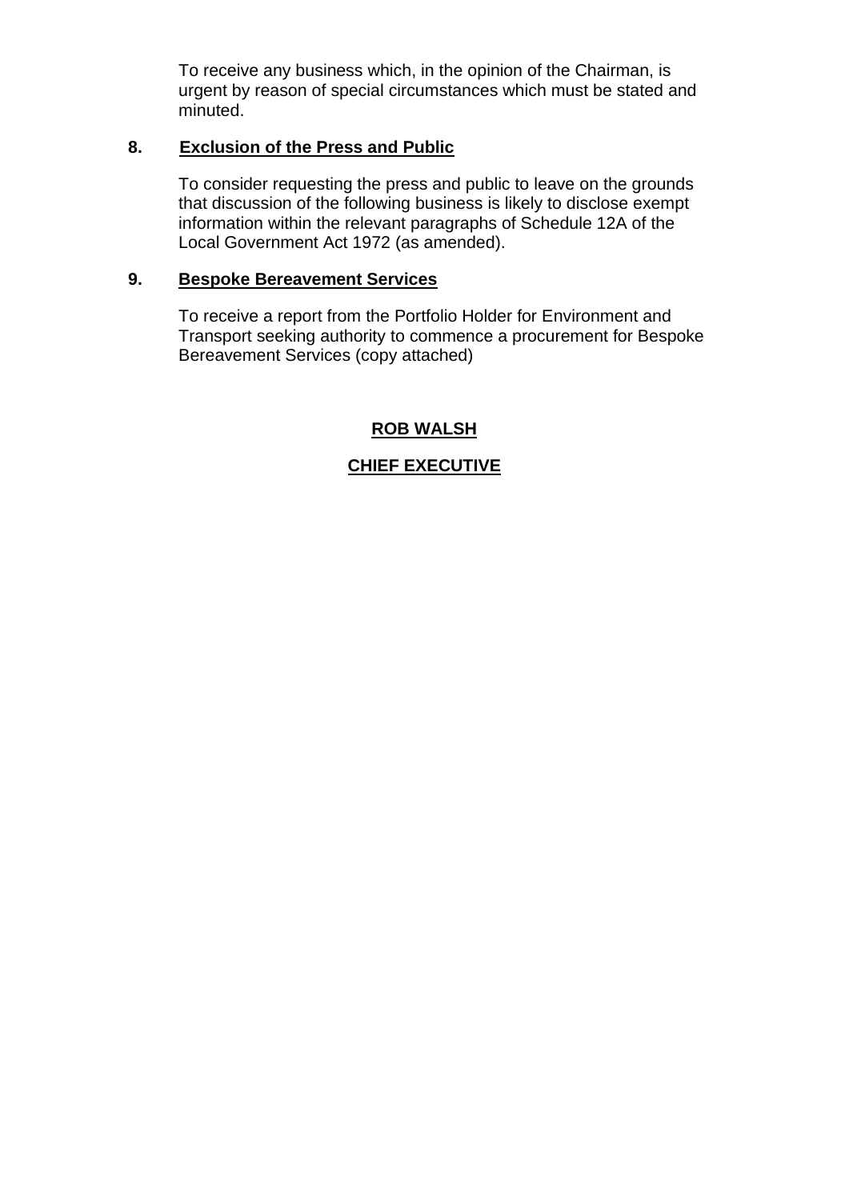To receive any business which, in the opinion of the Chairman, is urgent by reason of special circumstances which must be stated and minuted.

**8. Exclusion of the Press and Public**

To consider requesting the press and public to leave on the grounds that discussion of the following business is likely to disclose exempt information within the relevant paragraphs of Schedule 12A of the Local Government Act 1972 (as amended).

**9. Bespoke Bereavement Services**

To receive a report from the Portfolio Holder for Environment and Transport seeking authority to commence a procurement for Bespoke Bereavement Services (copy attached)

**ROB WALSH**

**CHIEF EXECUTIVE**